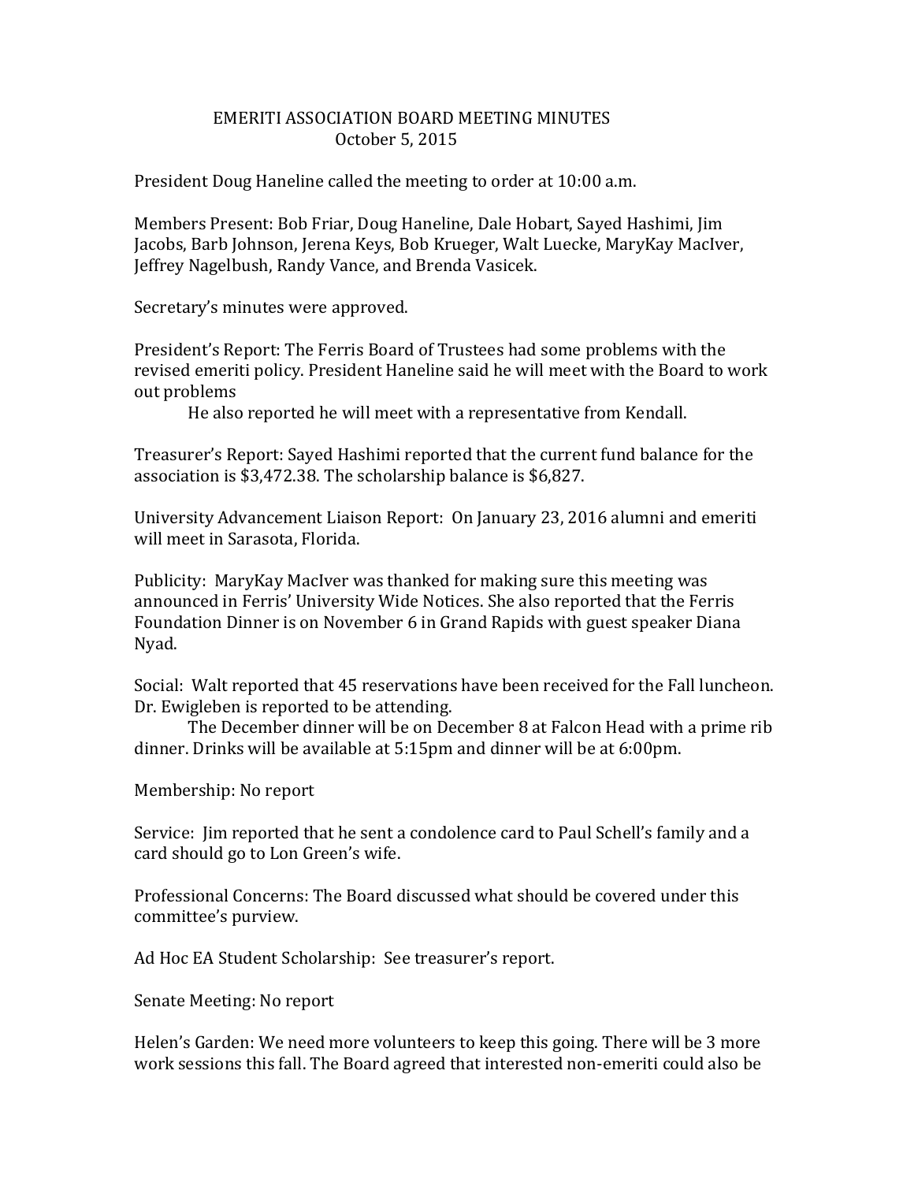# EMERITI ASSOCIATION BOARD MEETING MINUTES
## October 5, 2015

President Doug Haneline called the meeting to order at 10:00 a.m.

Members Present: Bob Friar, Doug Haneline, Dale Hobart, Sayed Hashimi, Jim Jacobs, Barb Johnson, Jerena Keys, Bob Krueger, Walt Luecke, MaryKay MacIver, Jeffrey Nagelbush, Randy Vance, and Brenda Vasicek.

Secretary's minutes were approved.

President's Report: The Ferris Board of Trustees had some problems with the revised emeriti policy. President Haneline said he will meet with the Board to work out problems

He also reported he will meet with a representative from Kendall.

Treasurer's Report: Sayed Hashimi reported that the current fund balance for the association is $3,472.38. The scholarship balance is $6,827.

University Advancement Liaison Report: On January 23, 2016 alumni and emeriti will meet in Sarasota, Florida.

Publicity: MaryKay MacIver was thanked for making sure this meeting was announced in Ferris' University Wide Notices. She also reported that the Ferris Foundation Dinner is on November 6 in Grand Rapids with guest speaker Diana Nyad.

Social: Walt reported that 45 reservations have been received for the Fall luncheon. Dr. Ewigleben is reported to be attending.

The December dinner will be on December 8 at Falcon Head with a prime rib dinner. Drinks will be available at 5:15pm and dinner will be at 6:00pm.

Membership: No report

Service: Jim reported that he sent a condolence card to Paul Schell's family and a card should go to Lon Green's wife.

Professional Concerns: The Board discussed what should be covered under this committee's purview.

Ad Hoc EA Student Scholarship: See treasurer's report.

Senate Meeting: No report

Helen's Garden: We need more volunteers to keep this going. There will be 3 more work sessions this fall. The Board agreed that interested non-emeriti could also be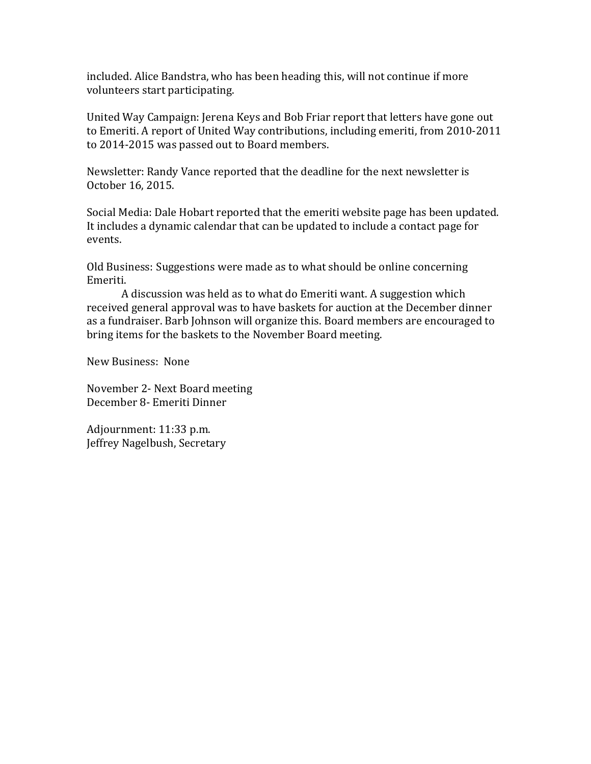included. Alice Bandstra, who has been heading this, will not continue if more volunteers start participating.

United Way Campaign: Jerena Keys and Bob Friar report that letters have gone out to Emeriti. A report of United Way contributions, including emeriti, from 2010-2011 to 2014-2015 was passed out to Board members.

Newsletter: Randy Vance reported that the deadline for the next newsletter is October 16, 2015.

Social Media: Dale Hobart reported that the emeriti website page has been updated. It includes a dynamic calendar that can be updated to include a contact page for events.

Old Business: Suggestions were made as to what should be online concerning Emeriti.

A discussion was held as to what do Emeriti want. A suggestion which received general approval was to have baskets for auction at the December dinner as a fundraiser. Barb Johnson will organize this. Board members are encouraged to bring items for the baskets to the November Board meeting.

New Business: None

November 2- Next Board meeting
December 8- Emeriti Dinner

Adjournment: 11:33 p.m.
Jeffrey Nagelbush, Secretary